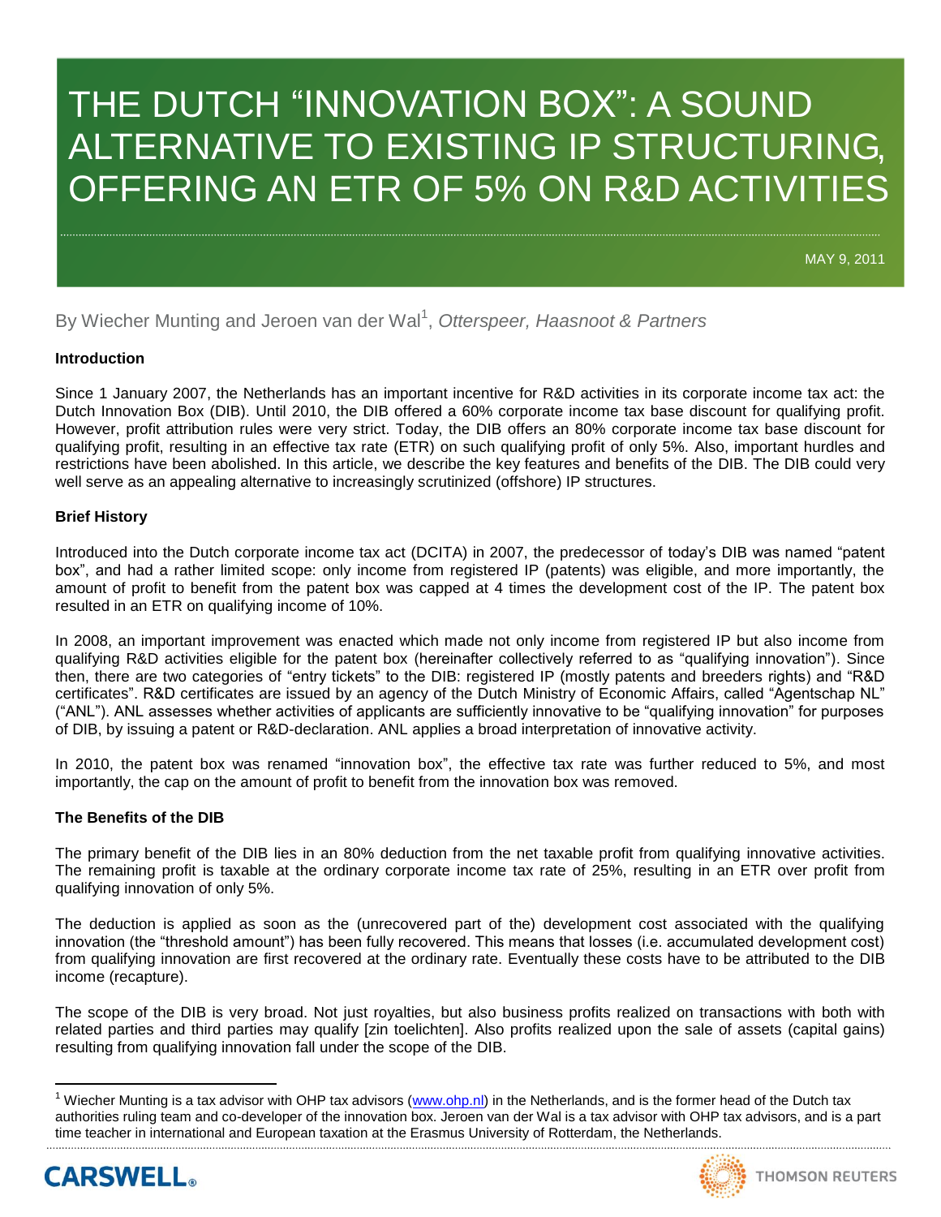# THE DUTCH "INNOVATION BOX": A SOUND ALTERNATIVE TO EXISTING IP STRUCTURING, OFFERING AN ETR OF 5% ON R&D ACTIVITIES

MAY 9, 2011

By Wiecher Munting and Jeroen van der Wal[1], *Otterspeer, Haasnoot & Partners*

**Introduction**

Since 1 January 2007, the Netherlands has an important incentive for R&D activities in its corporate income tax act: the Dutch Innovation Box (DIB). Until 2010, the DIB offered a 60% corporate income tax base discount for qualifying profit. However, profit attribution rules were very strict. Today, the DIB offers an 80% corporate income tax base discount for qualifying profit, resulting in an effective tax rate (ETR) on such qualifying profit of only 5%. Also, important hurdles and restrictions have been abolished. In this article, we describe the key features and benefits of the DIB. The DIB could very well serve as an appealing alternative to increasingly scrutinized (offshore) IP structures.

**Brief History**

Introduced into the Dutch corporate income tax act (DCITA) in 2007, the predecessor of today's DIB was named "patent box", and had a rather limited scope: only income from registered IP (patents) was eligible, and more importantly, the amount of profit to benefit from the patent box was capped at 4 times the development cost of the IP. The patent box resulted in an ETR on qualifying income of 10%.

In 2008, an important improvement was enacted which made not only income from registered IP but also income from qualifying R&D activities eligible for the patent box (hereinafter collectively referred to as "qualifying innovation"). Since then, there are two categories of "entry tickets" to the DIB: registered IP (mostly patents and breeders rights) and "R&D certificates". R&D certificates are issued by an agency of the Dutch Ministry of Economic Affairs, called "Agentschap NL" ("ANL"). ANL assesses whether activities of applicants are sufficiently innovative to be "qualifying innovation" for purposes of DIB, by issuing a patent or R&D-declaration. ANL applies a broad interpretation of innovative activity.

In 2010, the patent box was renamed "innovation box", the effective tax rate was further reduced to 5%, and most importantly, the cap on the amount of profit to benefit from the innovation box was removed.

**The Benefits of the DIB**

The primary benefit of the DIB lies in an 80% deduction from the net taxable profit from qualifying innovative activities. The remaining profit is taxable at the ordinary corporate income tax rate of 25%, resulting in an ETR over profit from qualifying innovation of only 5%.

The deduction is applied as soon as the (unrecovered part of the) development cost associated with the qualifying innovation (the "threshold amount") has been fully recovered. This means that losses (i.e. accumulated development cost) from qualifying innovation are first recovered at the ordinary rate. Eventually these costs have to be attributed to the DIB income (recapture).

The scope of the DIB is very broad. Not just royalties, but also business profits realized on transactions with both with related parties and third parties may qualify [zin toelichten]. Also profits realized upon the sale of assets (capital gains) resulting from qualifying innovation fall under the scope of the DIB.

[1] Wiecher Munting is a tax advisor with OHP tax advisors (www.ohp.nl) in the Netherlands, and is the former head of the Dutch tax authorities ruling team and co-developer of the innovation box. Jeroen van der Wal is a tax advisor with OHP tax advisors, and is a part time teacher in international and European taxation at the Erasmus University of Rotterdam, the Netherlands.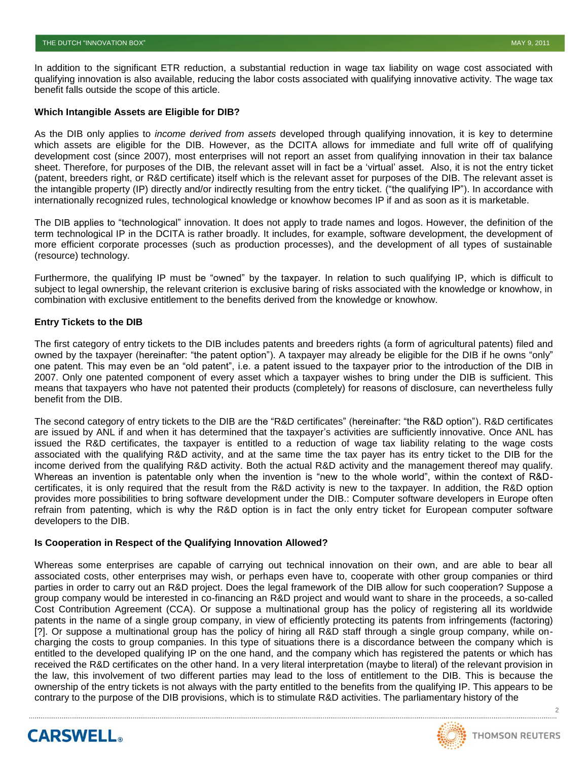In addition to the significant ETR reduction, a substantial reduction in wage tax liability on wage cost associated with qualifying innovation is also available, reducing the labor costs associated with qualifying innovative activity. The wage tax benefit falls outside the scope of this article.

**Which Intangible Assets are Eligible for DIB?**

As the DIB only applies to *income derived from assets* developed through qualifying innovation, it is key to determine which assets are eligible for the DIB. However, as the DCITA allows for immediate and full write off of qualifying development cost (since 2007), most enterprises will not report an asset from qualifying innovation in their tax balance sheet. Therefore, for purposes of the DIB, the relevant asset will in fact be a 'virtual' asset. Also, it is not the entry ticket (patent, breeders right, or R&D certificate) itself which is the relevant asset for purposes of the DIB. The relevant asset is the intangible property (IP) directly and/or indirectly resulting from the entry ticket. ("the qualifying IP"). In accordance with internationally recognized rules, technological knowledge or knowhow becomes IP if and as soon as it is marketable.

The DIB applies to "technological" innovation. It does not apply to trade names and logos. However, the definition of the term technological IP in the DCITA is rather broadly. It includes, for example, software development, the development of more efficient corporate processes (such as production processes), and the development of all types of sustainable (resource) technology.

Furthermore, the qualifying IP must be "owned" by the taxpayer. In relation to such qualifying IP, which is difficult to subject to legal ownership, the relevant criterion is exclusive baring of risks associated with the knowledge or knowhow, in combination with exclusive entitlement to the benefits derived from the knowledge or knowhow.

**Entry Tickets to the DIB**

The first category of entry tickets to the DIB includes patents and breeders rights (a form of agricultural patents) filed and owned by the taxpayer (hereinafter: "the patent option"). A taxpayer may already be eligible for the DIB if he owns "only" one patent. This may even be an "old patent", i.e. a patent issued to the taxpayer prior to the introduction of the DIB in 2007. Only one patented component of every asset which a taxpayer wishes to bring under the DIB is sufficient. This means that taxpayers who have not patented their products (completely) for reasons of disclosure, can nevertheless fully benefit from the DIB.

The second category of entry tickets to the DIB are the "R&D certificates" (hereinafter: "the R&D option"). R&D certificates are issued by ANL if and when it has determined that the taxpayer's activities are sufficiently innovative. Once ANL has issued the R&D certificates, the taxpayer is entitled to a reduction of wage tax liability relating to the wage costs associated with the qualifying R&D activity, and at the same time the tax payer has its entry ticket to the DIB for the income derived from the qualifying R&D activity. Both the actual R&D activity and the management thereof may qualify. Whereas an invention is patentable only when the invention is "new to the whole world", within the context of R&D-certificates, it is only required that the result from the R&D activity is new to the taxpayer. In addition, the R&D option provides more possibilities to bring software development under the DIB.: Computer software developers in Europe often refrain from patenting, which is why the R&D option is in fact the only entry ticket for European computer software developers to the DIB.

**Is Cooperation in Respect of the Qualifying Innovation Allowed?**

Whereas some enterprises are capable of carrying out technical innovation on their own, and are able to bear all associated costs, other enterprises may wish, or perhaps even have to, cooperate with other group companies or third parties in order to carry out an R&D project. Does the legal framework of the DIB allow for such cooperation? Suppose a group company would be interested in co-financing an R&D project and would want to share in the proceeds, a so-called Cost Contribution Agreement (CCA). Or suppose a multinational group has the policy of registering all its worldwide patents in the name of a single group company, in view of efficiently protecting its patents from infringements (factoring) [?]. Or suppose a multinational group has the policy of hiring all R&D staff through a single group company, while on-charging the costs to group companies. In this type of situations there is a discordance between the company which is entitled to the developed qualifying IP on the one hand, and the company which has registered the patents or which has received the R&D certificates on the other hand. In a very literal interpretation (maybe to literal) of the relevant provision in the law, this involvement of two different parties may lead to the loss of entitlement to the DIB. This is because the ownership of the entry tickets is not always with the party entitled to the benefits from the qualifying IP. This appears to be contrary to the purpose of the DIB provisions, which is to stimulate R&D activities. The parliamentary history of the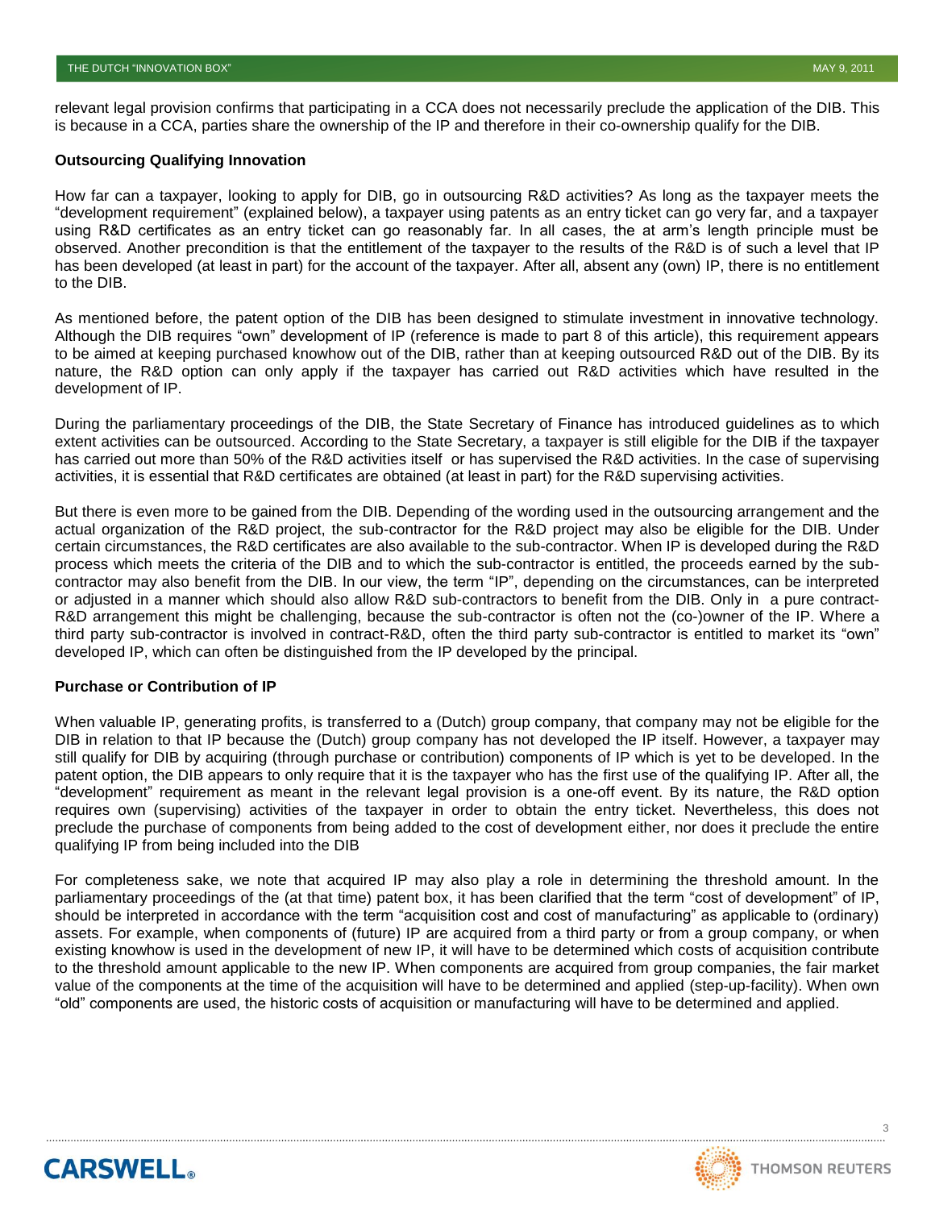relevant legal provision confirms that participating in a CCA does not necessarily preclude the application of the DIB. This is because in a CCA, parties share the ownership of the IP and therefore in their co-ownership qualify for the DIB.

**Outsourcing Qualifying Innovation**

How far can a taxpayer, looking to apply for DIB, go in outsourcing R&D activities? As long as the taxpayer meets the "development requirement" (explained below), a taxpayer using patents as an entry ticket can go very far, and a taxpayer using R&D certificates as an entry ticket can go reasonably far. In all cases, the at arm's length principle must be observed. Another precondition is that the entitlement of the taxpayer to the results of the R&D is of such a level that IP has been developed (at least in part) for the account of the taxpayer. After all, absent any (own) IP, there is no entitlement to the DIB.

As mentioned before, the patent option of the DIB has been designed to stimulate investment in innovative technology. Although the DIB requires "own" development of IP (reference is made to part 8 of this article), this requirement appears to be aimed at keeping purchased knowhow out of the DIB, rather than at keeping outsourced R&D out of the DIB. By its nature, the R&D option can only apply if the taxpayer has carried out R&D activities which have resulted in the development of IP.

During the parliamentary proceedings of the DIB, the State Secretary of Finance has introduced guidelines as to which extent activities can be outsourced. According to the State Secretary, a taxpayer is still eligible for the DIB if the taxpayer has carried out more than 50% of the R&D activities itself or has supervised the R&D activities. In the case of supervising activities, it is essential that R&D certificates are obtained (at least in part) for the R&D supervising activities.

But there is even more to be gained from the DIB. Depending of the wording used in the outsourcing arrangement and the actual organization of the R&D project, the sub-contractor for the R&D project may also be eligible for the DIB. Under certain circumstances, the R&D certificates are also available to the sub-contractor. When IP is developed during the R&D process which meets the criteria of the DIB and to which the sub-contractor is entitled, the proceeds earned by the sub-contractor may also benefit from the DIB. In our view, the term "IP", depending on the circumstances, can be interpreted or adjusted in a manner which should also allow R&D sub-contractors to benefit from the DIB. Only in a pure contract-R&D arrangement this might be challenging, because the sub-contractor is often not the (co-)owner of the IP. Where a third party sub-contractor is involved in contract-R&D, often the third party sub-contractor is entitled to market its "own" developed IP, which can often be distinguished from the IP developed by the principal.

**Purchase or Contribution of IP**

When valuable IP, generating profits, is transferred to a (Dutch) group company, that company may not be eligible for the DIB in relation to that IP because the (Dutch) group company has not developed the IP itself. However, a taxpayer may still qualify for DIB by acquiring (through purchase or contribution) components of IP which is yet to be developed. In the patent option, the DIB appears to only require that it is the taxpayer who has the first use of the qualifying IP. After all, the "development" requirement as meant in the relevant legal provision is a one-off event. By its nature, the R&D option requires own (supervising) activities of the taxpayer in order to obtain the entry ticket. Nevertheless, this does not preclude the purchase of components from being added to the cost of development either, nor does it preclude the entire qualifying IP from being included into the DIB

For completeness sake, we note that acquired IP may also play a role in determining the threshold amount. In the parliamentary proceedings of the (at that time) patent box, it has been clarified that the term "cost of development" of IP, should be interpreted in accordance with the term "acquisition cost and cost of manufacturing" as applicable to (ordinary) assets. For example, when components of (future) IP are acquired from a third party or from a group company, or when existing knowhow is used in the development of new IP, it will have to be determined which costs of acquisition contribute to the threshold amount applicable to the new IP. When components are acquired from group companies, the fair market value of the components at the time of the acquisition will have to be determined and applied (step-up-facility). When own "old" components are used, the historic costs of acquisition or manufacturing will have to be determined and applied.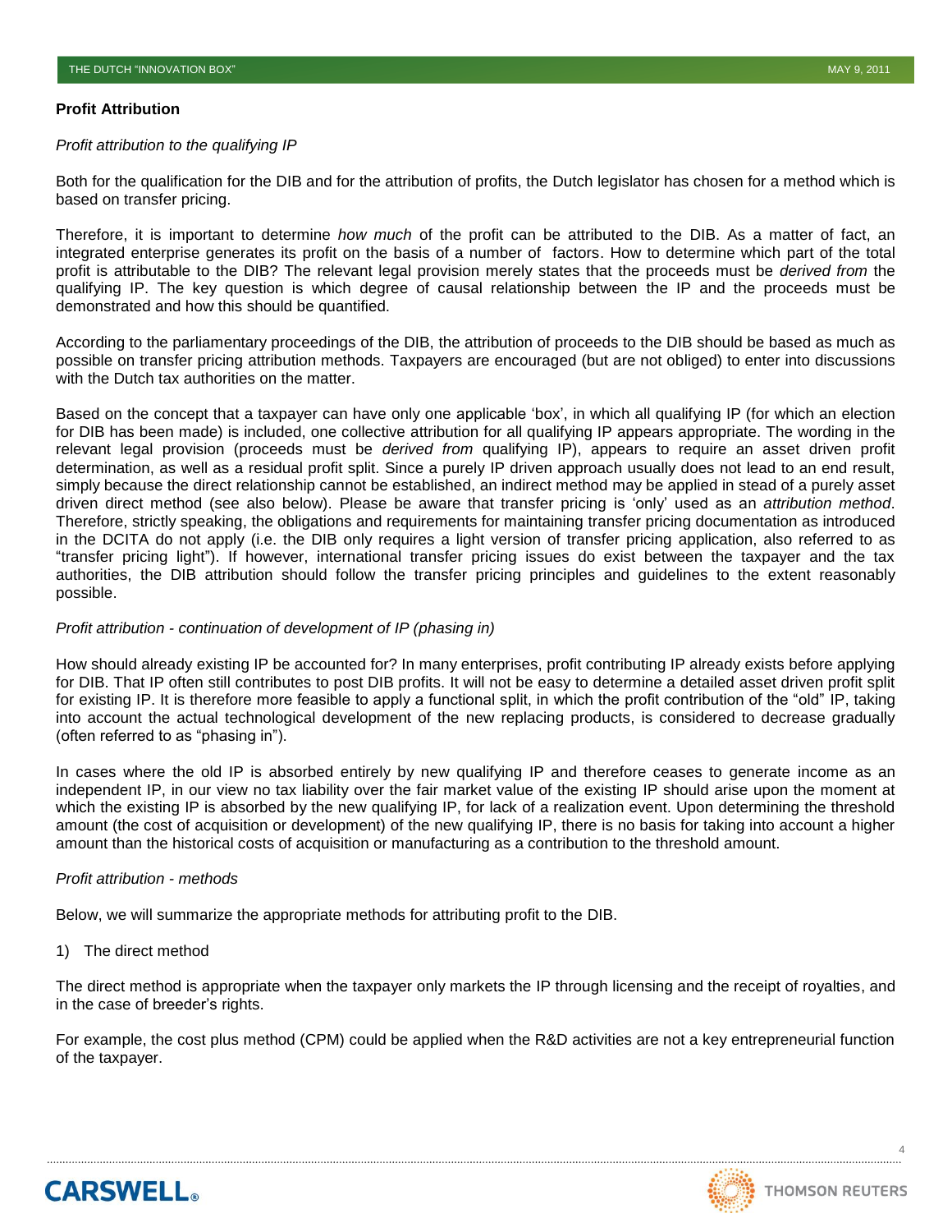## Profit Attribution

*Profit attribution to the qualifying IP*

Both for the qualification for the DIB and for the attribution of profits, the Dutch legislator has chosen for a method which is based on transfer pricing.

Therefore, it is important to determine *how much* of the profit can be attributed to the DIB. As a matter of fact, an integrated enterprise generates its profit on the basis of a number of factors. How to determine which part of the total profit is attributable to the DIB? The relevant legal provision merely states that the proceeds must be *derived from* the qualifying IP. The key question is which degree of causal relationship between the IP and the proceeds must be demonstrated and how this should be quantified.

According to the parliamentary proceedings of the DIB, the attribution of proceeds to the DIB should be based as much as possible on transfer pricing attribution methods. Taxpayers are encouraged (but are not obliged) to enter into discussions with the Dutch tax authorities on the matter.

Based on the concept that a taxpayer can have only one applicable 'box', in which all qualifying IP (for which an election for DIB has been made) is included, one collective attribution for all qualifying IP appears appropriate. The wording in the relevant legal provision (proceeds must be *derived from* qualifying IP), appears to require an asset driven profit determination, as well as a residual profit split. Since a purely IP driven approach usually does not lead to an end result, simply because the direct relationship cannot be established, an indirect method may be applied in stead of a purely asset driven direct method (see also below). Please be aware that transfer pricing is 'only' used as an *attribution method*. Therefore, strictly speaking, the obligations and requirements for maintaining transfer pricing documentation as introduced in the DCITA do not apply (i.e. the DIB only requires a light version of transfer pricing application, also referred to as "transfer pricing light"). If however, international transfer pricing issues do exist between the taxpayer and the tax authorities, the DIB attribution should follow the transfer pricing principles and guidelines to the extent reasonably possible.

*Profit attribution - continuation of development of IP (phasing in)*

How should already existing IP be accounted for? In many enterprises, profit contributing IP already exists before applying for DIB. That IP often still contributes to post DIB profits. It will not be easy to determine a detailed asset driven profit split for existing IP. It is therefore more feasible to apply a functional split, in which the profit contribution of the "old" IP, taking into account the actual technological development of the new replacing products, is considered to decrease gradually (often referred to as "phasing in").

In cases where the old IP is absorbed entirely by new qualifying IP and therefore ceases to generate income as an independent IP, in our view no tax liability over the fair market value of the existing IP should arise upon the moment at which the existing IP is absorbed by the new qualifying IP, for lack of a realization event. Upon determining the threshold amount (the cost of acquisition or development) of the new qualifying IP, there is no basis for taking into account a higher amount than the historical costs of acquisition or manufacturing as a contribution to the threshold amount.

*Profit attribution - methods*

Below, we will summarize the appropriate methods for attributing profit to the DIB.

1) The direct method

The direct method is appropriate when the taxpayer only markets the IP through licensing and the receipt of royalties, and in the case of breeder's rights.

For example, the cost plus method (CPM) could be applied when the R&D activities are not a key entrepreneurial function of the taxpayer.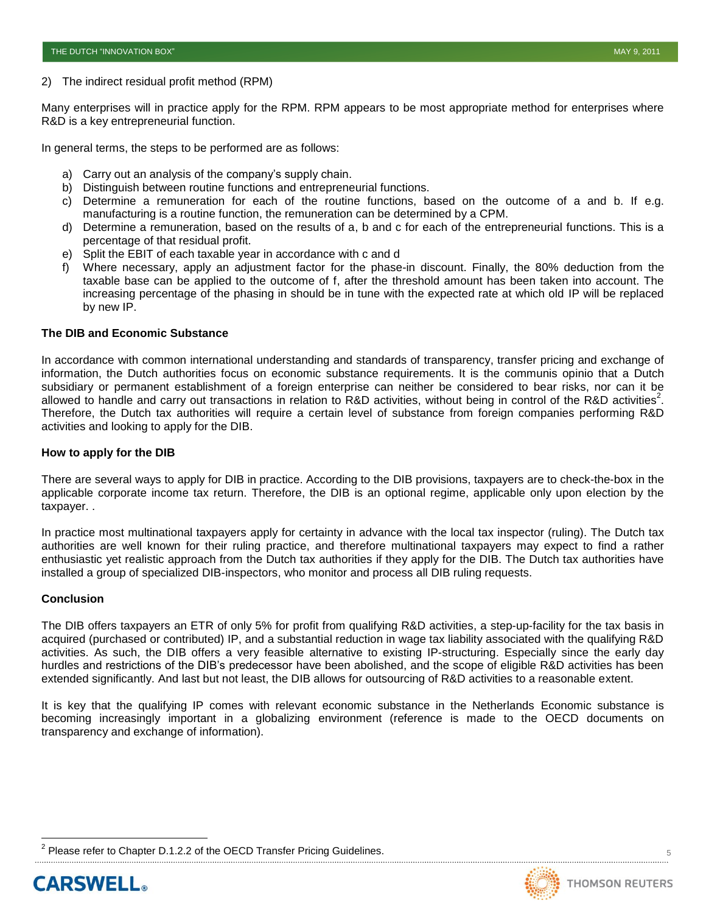2) The indirect residual profit method (RPM)

Many enterprises will in practice apply for the RPM. RPM appears to be most appropriate method for enterprises where R&D is a key entrepreneurial function.

In general terms, the steps to be performed are as follows:

a) Carry out an analysis of the company's supply chain.
b) Distinguish between routine functions and entrepreneurial functions.
c) Determine a remuneration for each of the routine functions, based on the outcome of a and b. If e.g. manufacturing is a routine function, the remuneration can be determined by a CPM.
d) Determine a remuneration, based on the results of a, b and c for each of the entrepreneurial functions. This is a percentage of that residual profit.
e) Split the EBIT of each taxable year in accordance with c and d
f) Where necessary, apply an adjustment factor for the phase-in discount. Finally, the 80% deduction from the taxable base can be applied to the outcome of f, after the threshold amount has been taken into account. The increasing percentage of the phasing in should be in tune with the expected rate at which old IP will be replaced by new IP.

**The DIB and Economic Substance**

In accordance with common international understanding and standards of transparency, transfer pricing and exchange of information, the Dutch authorities focus on economic substance requirements. It is the communis opinio that a Dutch subsidiary or permanent establishment of a foreign enterprise can neither be considered to bear risks, nor can it be allowed to handle and carry out transactions in relation to R&D activities, without being in control of the R&D activities[2]. Therefore, the Dutch tax authorities will require a certain level of substance from foreign companies performing R&D activities and looking to apply for the DIB.

**How to apply for the DIB**

There are several ways to apply for DIB in practice. According to the DIB provisions, taxpayers are to check-the-box in the applicable corporate income tax return. Therefore, the DIB is an optional regime, applicable only upon election by the taxpayer. .

In practice most multinational taxpayers apply for certainty in advance with the local tax inspector (ruling). The Dutch tax authorities are well known for their ruling practice, and therefore multinational taxpayers may expect to find a rather enthusiastic yet realistic approach from the Dutch tax authorities if they apply for the DIB. The Dutch tax authorities have installed a group of specialized DIB-inspectors, who monitor and process all DIB ruling requests.

**Conclusion**

The DIB offers taxpayers an ETR of only 5% for profit from qualifying R&D activities, a step-up-facility for the tax basis in acquired (purchased or contributed) IP, and a substantial reduction in wage tax liability associated with the qualifying R&D activities. As such, the DIB offers a very feasible alternative to existing IP-structuring. Especially since the early day hurdles and restrictions of the DIB's predecessor have been abolished, and the scope of eligible R&D activities has been extended significantly. And last but not least, the DIB allows for outsourcing of R&D activities to a reasonable extent.

It is key that the qualifying IP comes with relevant economic substance in the Netherlands Economic substance is becoming increasingly important in a globalizing environment (reference is made to the OECD documents on transparency and exchange of information).

---

[2] Please refer to Chapter D.1.2.2 of the OECD Transfer Pricing Guidelines.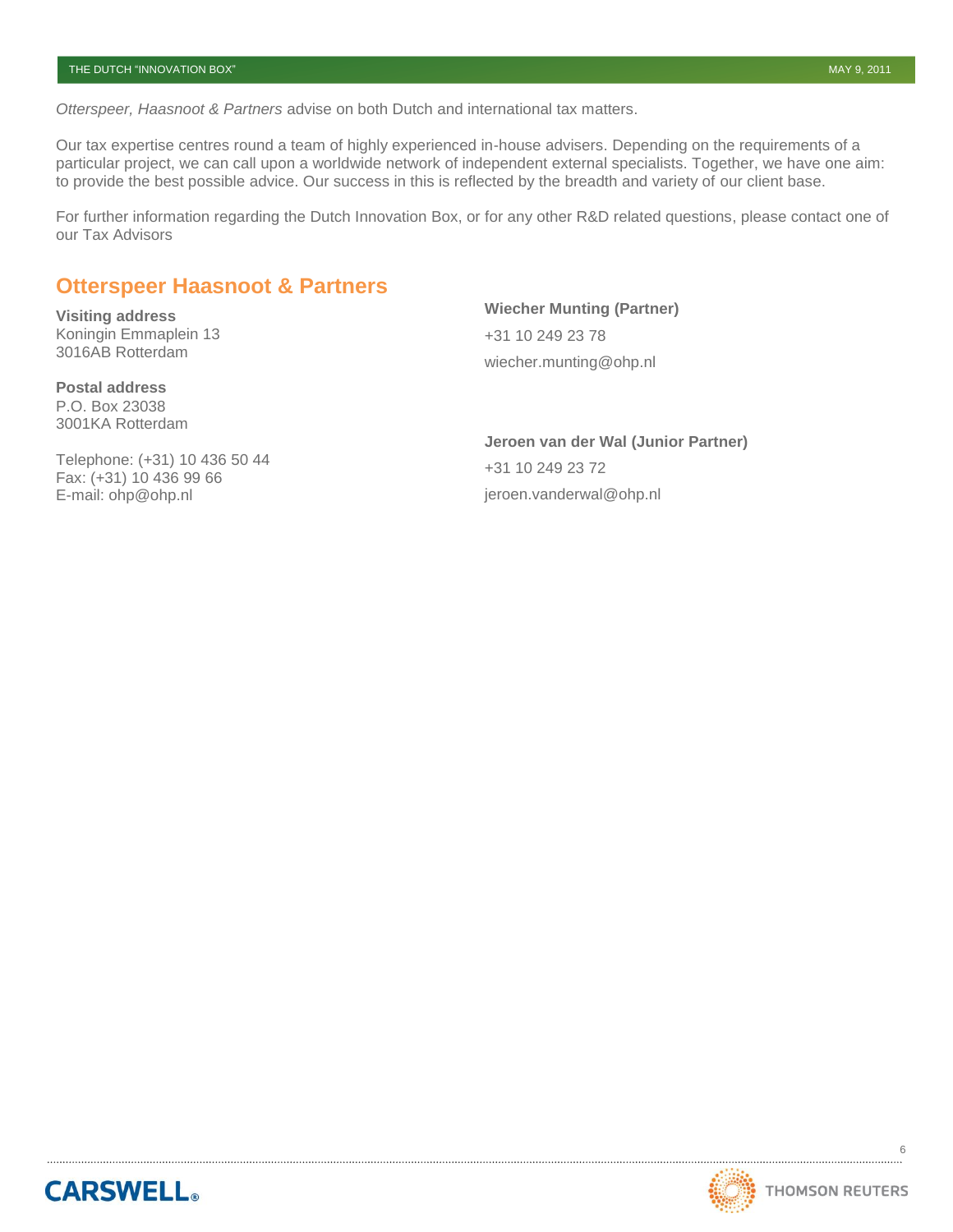*Otterspeer, Haasnoot & Partners* advise on both Dutch and international tax matters.

Our tax expertise centres round a team of highly experienced in-house advisers. Depending on the requirements of a particular project, we can call upon a worldwide network of independent external specialists. Together, we have one aim: to provide the best possible advice. Our success in this is reflected by the breadth and variety of our client base.

For further information regarding the Dutch Innovation Box, or for any other R&D related questions, please contact one of our Tax Advisors

## Otterspeer Haasnoot & Partners

**Visiting address**
Koningin Emmaplein 13
3016AB Rotterdam

**Postal address**
P.O. Box 23038
3001KA Rotterdam

Telephone: (+31) 10 436 50 44
Fax: (+31) 10 436 99 66
E-mail: ohp@ohp.nl

**Wiecher Munting (Partner)**

+31 10 249 23 78

wiecher.munting@ohp.nl

**Jeroen van der Wal (Junior Partner)**

+31 10 249 23 72

jeroen.vanderwal@ohp.nl